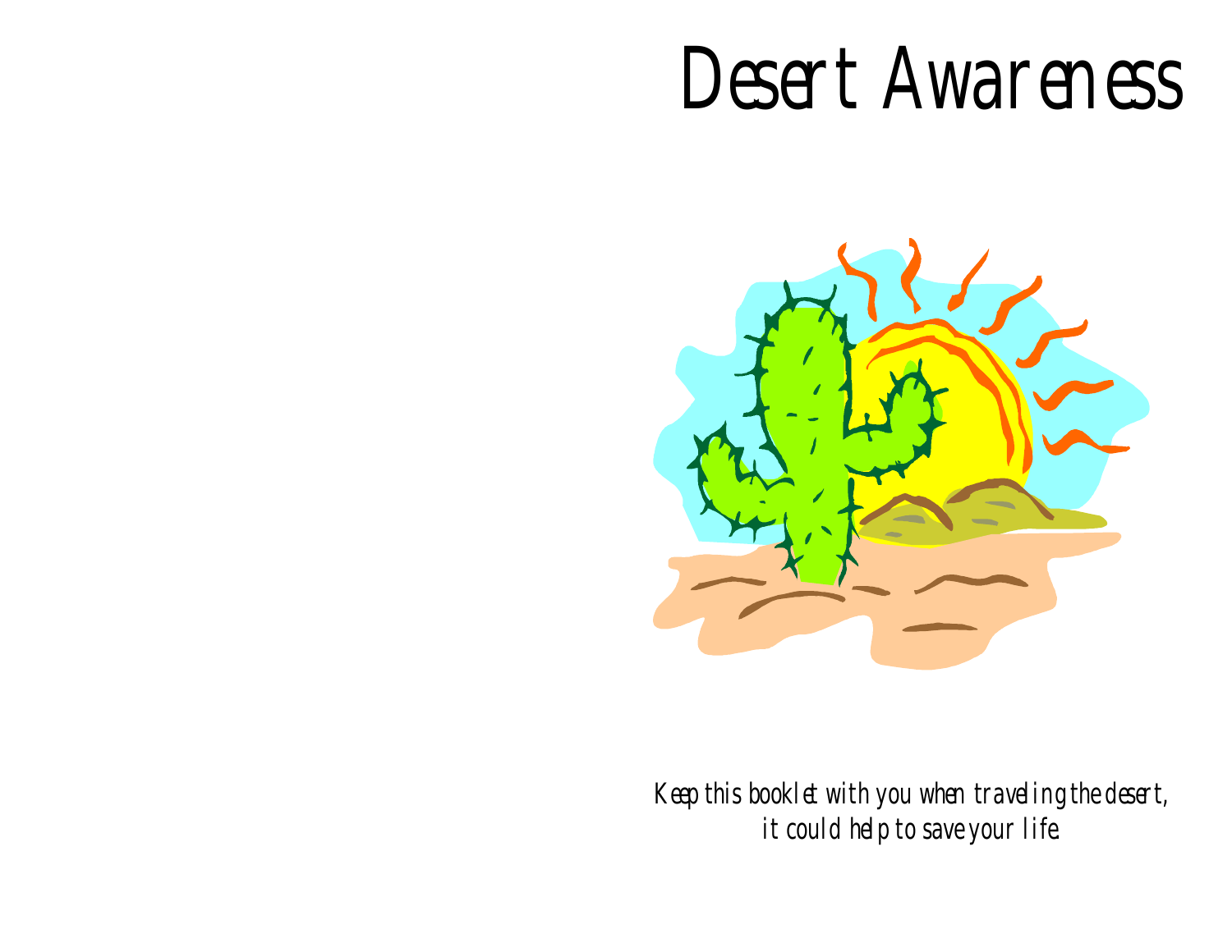# Desert Awareness

*Keep this booklet with you when traveling the desert, it could help to save your life.*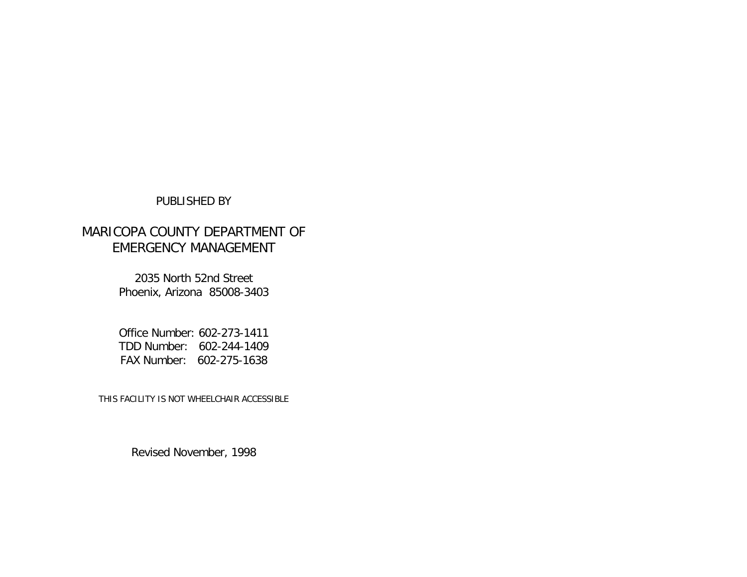PUBLISHED BY

MARICOPA COUNTY DEPARTMENT OF
EMERGENCY MANAGEMENT

2035 North 52nd Street
Phoenix, Arizona 85008-3403

Office Number: 602-273-1411
TDD Number: 602-244-1409
FAX Number: 602-275-1638

THIS FACILITY IS NOT WHEELCHAIR ACCESSIBLE

Revised November, 1998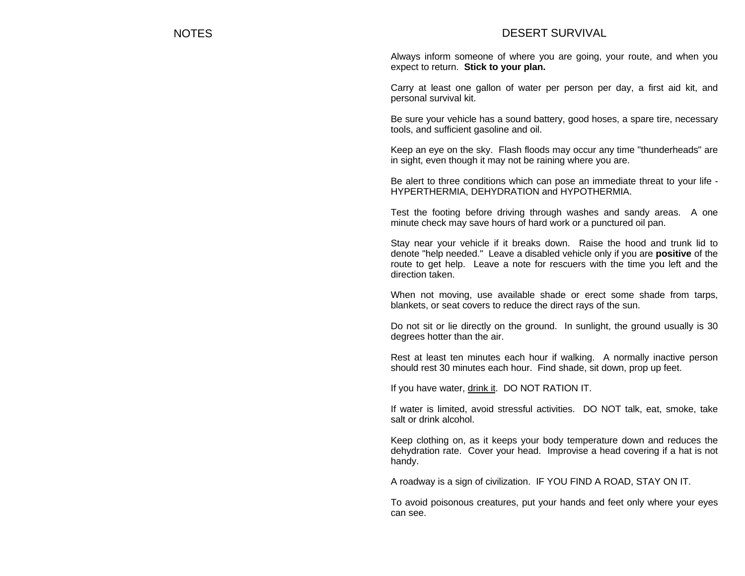# NOTES

# DESERT SURVIVAL

Always inform someone of where you are going, your route, and when you expect to return. **Stick to your plan.**

Carry at least one gallon of water per person per day, a first aid kit, and personal survival kit.

Be sure your vehicle has a sound battery, good hoses, a spare tire, necessary tools, and sufficient gasoline and oil.

Keep an eye on the sky. Flash floods may occur any time "thunderheads" are in sight, even though it may not be raining where you are.

Be alert to three conditions which can pose an immediate threat to your life - HYPERTHERMIA, DEHYDRATION and HYPOTHERMIA.

Test the footing before driving through washes and sandy areas. A one minute check may save hours of hard work or a punctured oil pan.

Stay near your vehicle if it breaks down. Raise the hood and trunk lid to denote "help needed." Leave a disabled vehicle only if you are **positive** of the route to get help. Leave a note for rescuers with the time you left and the direction taken.

When not moving, use available shade or erect some shade from tarps, blankets, or seat covers to reduce the direct rays of the sun.

Do not sit or lie directly on the ground. In sunlight, the ground usually is 30 degrees hotter than the air.

Rest at least ten minutes each hour if walking. A normally inactive person should rest 30 minutes each hour. Find shade, sit down, prop up feet.

If you have water, <u>drink it</u>. DO NOT RATION IT.

If water is limited, avoid stressful activities. DO NOT talk, eat, smoke, take salt or drink alcohol.

Keep clothing on, as it keeps your body temperature down and reduces the dehydration rate. Cover your head. Improvise a head covering if a hat is not handy.

A roadway is a sign of civilization. IF YOU FIND A ROAD, STAY ON IT.

To avoid poisonous creatures, put your hands and feet only where your eyes can see.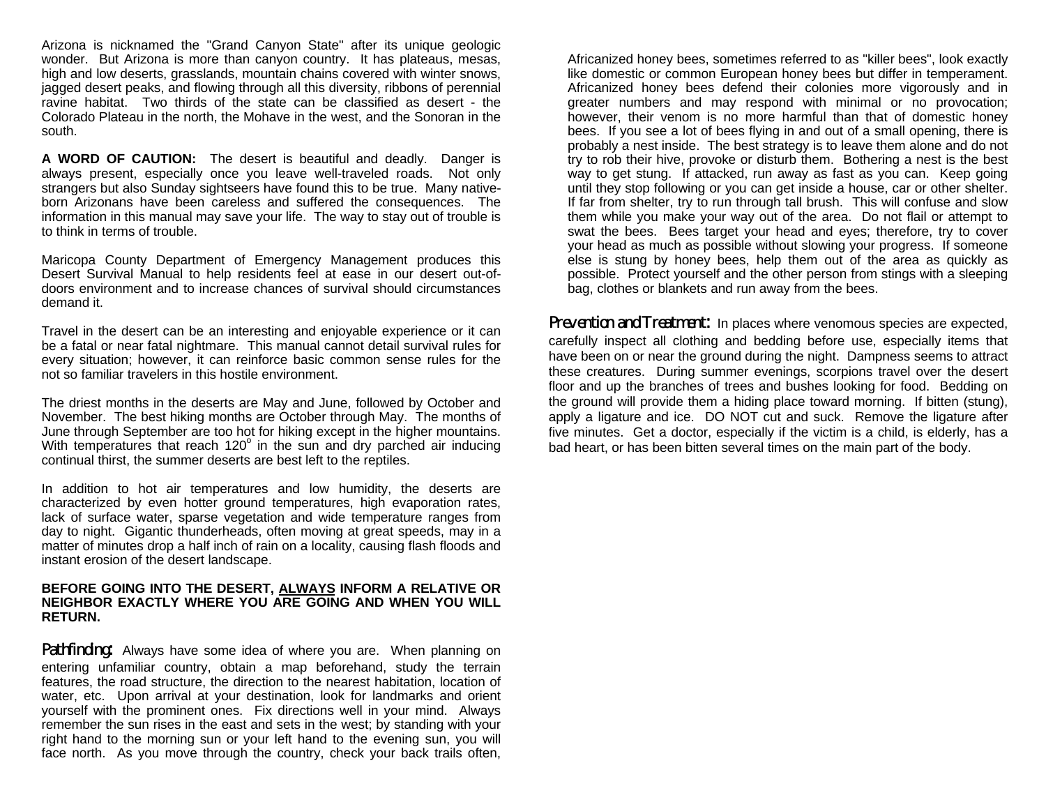Arizona is nicknamed the "Grand Canyon State" after its unique geologic wonder. But Arizona is more than canyon country. It has plateaus, mesas, high and low deserts, grasslands, mountain chains covered with winter snows, jagged desert peaks, and flowing through all this diversity, ribbons of perennial ravine habitat. Two thirds of the state can be classified as desert - the Colorado Plateau in the north, the Mohave in the west, and the Sonoran in the south.

**A WORD OF CAUTION:** The desert is beautiful and deadly. Danger is always present, especially once you leave well-traveled roads. Not only strangers but also Sunday sightseers have found this to be true. Many native-born Arizonans have been careless and suffered the consequences. The information in this manual may save your life. The way to stay out of trouble is to think in terms of trouble.

Maricopa County Department of Emergency Management produces this Desert Survival Manual to help residents feel at ease in our desert out-of-doors environment and to increase chances of survival should circumstances demand it.

Travel in the desert can be an interesting and enjoyable experience or it can be a fatal or near fatal nightmare. This manual cannot detail survival rules for every situation; however, it can reinforce basic common sense rules for the not so familiar travelers in this hostile environment.

The driest months in the deserts are May and June, followed by October and November. The best hiking months are October through May. The months of June through September are too hot for hiking except in the higher mountains. With temperatures that reach $120^{o}$ in the sun and dry parched air inducing continual thirst, the summer deserts are best left to the reptiles.

In addition to hot air temperatures and low humidity, the deserts are characterized by even hotter ground temperatures, high evaporation rates, lack of surface water, sparse vegetation and wide temperature ranges from day to night. Gigantic thunderheads, often moving at great speeds, may in a matter of minutes drop a half inch of rain on a locality, causing flash floods and instant erosion of the desert landscape.

**BEFORE GOING INTO THE DESERT, ALWAYS INFORM A RELATIVE OR NEIGHBOR EXACTLY WHERE YOU ARE GOING AND WHEN YOU WILL RETURN.**

**Pathfinding:** Always have some idea of where you are. When planning on entering unfamiliar country, obtain a map beforehand, study the terrain features, the road structure, the direction to the nearest habitation, location of water, etc. Upon arrival at your destination, look for landmarks and orient yourself with the prominent ones. Fix directions well in your mind. Always remember the sun rises in the east and sets in the west; by standing with your right hand to the morning sun or your left hand to the evening sun, you will face north. As you move through the country, check your back trails often,

Africanized honey bees, sometimes referred to as "killer bees", look exactly like domestic or common European honey bees but differ in temperament. Africanized honey bees defend their colonies more vigorously and in greater numbers and may respond with minimal or no provocation; however, their venom is no more harmful than that of domestic honey bees. If you see a lot of bees flying in and out of a small opening, there is probably a nest inside. The best strategy is to leave them alone and do not try to rob their hive, provoke or disturb them. Bothering a nest is the best way to get stung. If attacked, run away as fast as you can. Keep going until they stop following or you can get inside a house, car or other shelter. If far from shelter, try to run through tall brush. This will confuse and slow them while you make your way out of the area. Do not flail or attempt to swat the bees. Bees target your head and eyes; therefore, try to cover your head as much as possible without slowing your progress. If someone else is stung by honey bees, help them out of the area as quickly as possible. Protect yourself and the other person from stings with a sleeping bag, clothes or blankets and run away from the bees.

**Prevention and Treatment:** In places where venomous species are expected, carefully inspect all clothing and bedding before use, especially items that have been on or near the ground during the night. Dampness seems to attract these creatures. During summer evenings, scorpions travel over the desert floor and up the branches of trees and bushes looking for food. Bedding on the ground will provide them a hiding place toward morning. If bitten (stung), apply a ligature and ice. DO NOT cut and suck. Remove the ligature after five minutes. Get a doctor, especially if the victim is a child, is elderly, has a bad heart, or has been bitten several times on the main part of the body.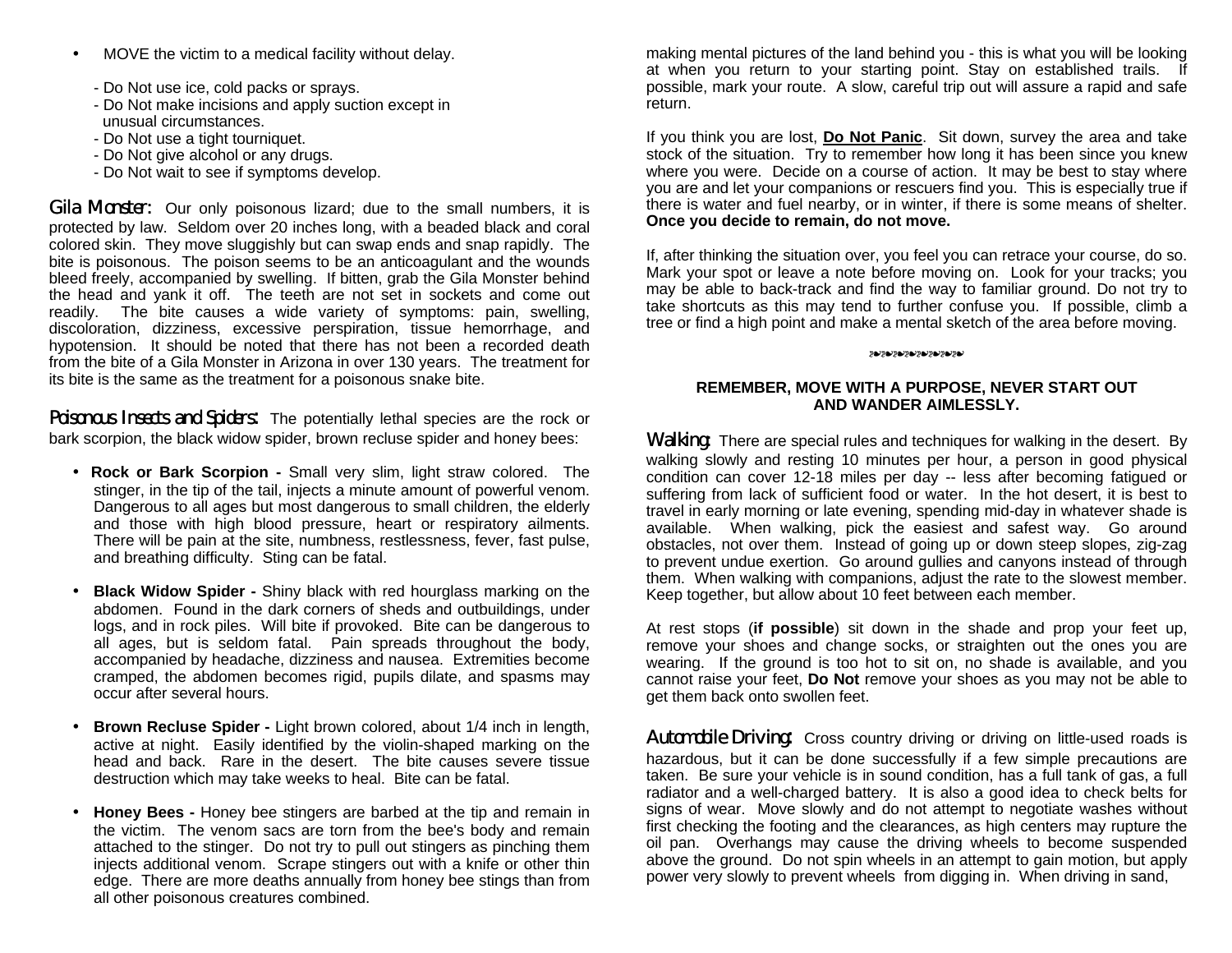- MOVE the victim to a medical facility without delay.

  - Do Not use ice, cold packs or sprays.
  - Do Not make incisions and apply suction except in unusual circumstances.
  - Do Not use a tight tourniquet.
  - Do Not give alcohol or any drugs.
  - Do Not wait to see if symptoms develop.

**Gila Monster:** Our only poisonous lizard; due to the small numbers, it is protected by law. Seldom over 20 inches long, with a beaded black and coral colored skin. They move sluggishly but can swap ends and snap rapidly. The bite is poisonous. The poison seems to be an anticoagulant and the wounds bleed freely, accompanied by swelling. If bitten, grab the Gila Monster behind the head and yank it off. The teeth are not set in sockets and come out readily. The bite causes a wide variety of symptoms: pain, swelling, discoloration, dizziness, excessive perspiration, tissue hemorrhage, and hypotension. It should be noted that there has not been a recorded death from the bite of a Gila Monster in Arizona in over 130 years. The treatment for its bite is the same as the treatment for a poisonous snake bite.

**Poisonous Insects and Spiders:** The potentially lethal species are the rock or bark scorpion, the black widow spider, brown recluse spider and honey bees:

- **Rock or Bark Scorpion -** Small very slim, light straw colored. The stinger, in the tip of the tail, injects a minute amount of powerful venom. Dangerous to all ages but most dangerous to small children, the elderly and those with high blood pressure, heart or respiratory ailments. There will be pain at the site, numbness, restlessness, fever, fast pulse, and breathing difficulty. Sting can be fatal.

- **Black Widow Spider -** Shiny black with red hourglass marking on the abdomen. Found in the dark corners of sheds and outbuildings, under logs, and in rock piles. Will bite if provoked. Bite can be dangerous to all ages, but is seldom fatal. Pain spreads throughout the body, accompanied by headache, dizziness and nausea. Extremities become cramped, the abdomen becomes rigid, pupils dilate, and spasms may occur after several hours.

- **Brown Recluse Spider -** Light brown colored, about 1/4 inch in length, active at night. Easily identified by the violin-shaped marking on the head and back. Rare in the desert. The bite causes severe tissue destruction which may take weeks to heal. Bite can be fatal.

- **Honey Bees -** Honey bee stingers are barbed at the tip and remain in the victim. The venom sacs are torn from the bee's body and remain attached to the stinger. Do not try to pull out stingers as pinching them injects additional venom. Scrape stingers out with a knife or other thin edge. There are more deaths annually from honey bee stings than from all other poisonous creatures combined.

making mental pictures of the land behind you - this is what you will be looking at when you return to your starting point. Stay on established trails. If possible, mark your route. A slow, careful trip out will assure a rapid and safe return.

If you think you are lost, **Do Not Panic**. Sit down, survey the area and take stock of the situation. Try to remember how long it has been since you knew where you were. Decide on a course of action. It may be best to stay where you are and let your companions or rescuers find you. This is especially true if there is water and fuel nearby, or in winter, if there is some means of shelter. **Once you decide to remain, do not move.**

If, after thinking the situation over, you feel you can retrace your course, do so. Mark your spot or leave a note before moving on. Look for your tracks; you may be able to back-track and find the way to familiar ground. Do not try to take shortcuts as this may tend to further confuse you. If possible, climb a tree or find a high point and make a mental sketch of the area before moving.

❧❧❧❧❧❧❧❧❧❧

**REMEMBER, MOVE WITH A PURPOSE, NEVER START OUT AND WANDER AIMLESSLY.**

**Walking:** There are special rules and techniques for walking in the desert. By walking slowly and resting 10 minutes per hour, a person in good physical condition can cover 12-18 miles per day -- less after becoming fatigued or suffering from lack of sufficient food or water. In the hot desert, it is best to travel in early morning or late evening, spending mid-day in whatever shade is available. When walking, pick the easiest and safest way. Go around obstacles, not over them. Instead of going up or down steep slopes, zig-zag to prevent undue exertion. Go around gullies and canyons instead of through them. When walking with companions, adjust the rate to the slowest member. Keep together, but allow about 10 feet between each member.

At rest stops (**if possible**) sit down in the shade and prop your feet up, remove your shoes and change socks, or straighten out the ones you are wearing. If the ground is too hot to sit on, no shade is available, and you cannot raise your feet, **Do Not** remove your shoes as you may not be able to get them back onto swollen feet.

**Automobile Driving:** Cross country driving or driving on little-used roads is hazardous, but it can be done successfully if a few simple precautions are taken. Be sure your vehicle is in sound condition, has a full tank of gas, a full radiator and a well-charged battery. It is also a good idea to check belts for signs of wear. Move slowly and do not attempt to negotiate washes without first checking the footing and the clearances, as high centers may rupture the oil pan. Overhangs may cause the driving wheels to become suspended above the ground. Do not spin wheels in an attempt to gain motion, but apply power very slowly to prevent wheels from digging in. When driving in sand,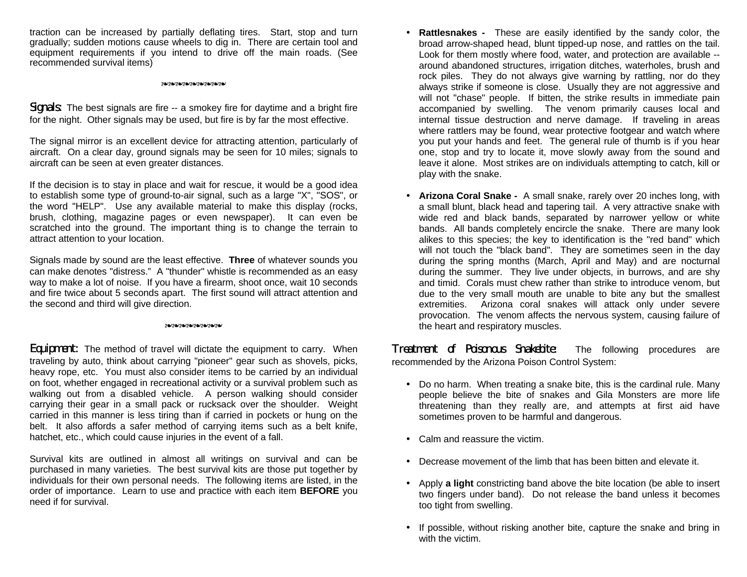traction can be increased by partially deflating tires. Start, stop and turn gradually; sudden motions cause wheels to dig in. There are certain tool and equipment requirements if you intend to drive off the main roads. (See recommended survival items)

❧❧❧❧❧❧❧❧❧❧

**Signals:** The best signals are fire -- a smokey fire for daytime and a bright fire for the night. Other signals may be used, but fire is by far the most effective.

The signal mirror is an excellent device for attracting attention, particularly of aircraft. On a clear day, ground signals may be seen for 10 miles; signals to aircraft can be seen at even greater distances.

If the decision is to stay in place and wait for rescue, it would be a good idea to establish some type of ground-to-air signal, such as a large "X", "SOS", or the word "HELP". Use any available material to make this display (rocks, brush, clothing, magazine pages or even newspaper). It can even be scratched into the ground. The important thing is to change the terrain to attract attention to your location.

Signals made by sound are the least effective. **Three** of whatever sounds you can make denotes "distress." A "thunder" whistle is recommended as an easy way to make a lot of noise. If you have a firearm, shoot once, wait 10 seconds and fire twice about 5 seconds apart. The first sound will attract attention and the second and third will give direction.

❧❧❧❧❧❧❧❧❧❧

**Equipment:** The method of travel will dictate the equipment to carry. When traveling by auto, think about carrying "pioneer" gear such as shovels, picks, heavy rope, etc. You must also consider items to be carried by an individual on foot, whether engaged in recreational activity or a survival problem such as walking out from a disabled vehicle. A person walking should consider carrying their gear in a small pack or rucksack over the shoulder. Weight carried in this manner is less tiring than if carried in pockets or hung on the belt. It also affords a safer method of carrying items such as a belt knife, hatchet, etc., which could cause injuries in the event of a fall.

Survival kits are outlined in almost all writings on survival and can be purchased in many varieties. The best survival kits are those put together by individuals for their own personal needs. The following items are listed, in the order of importance. Learn to use and practice with each item **BEFORE** you need if for survival.

- **Rattlesnakes -** These are easily identified by the sandy color, the broad arrow-shaped head, blunt tipped-up nose, and rattles on the tail. Look for them mostly where food, water, and protection are available -- around abandoned structures, irrigation ditches, waterholes, brush and rock piles. They do not always give warning by rattling, nor do they always strike if someone is close. Usually they are not aggressive and will not "chase" people. If bitten, the strike results in immediate pain accompanied by swelling. The venom primarily causes local and internal tissue destruction and nerve damage. If traveling in areas where rattlers may be found, wear protective footgear and watch where you put your hands and feet. The general rule of thumb is if you hear one, stop and try to locate it, move slowly away from the sound and leave it alone. Most strikes are on individuals attempting to catch, kill or play with the snake.

- **Arizona Coral Snake -** A small snake, rarely over 20 inches long, with a small blunt, black head and tapering tail. A very attractive snake with wide red and black bands, separated by narrower yellow or white bands. All bands completely encircle the snake. There are many look alikes to this species; the key to identification is the "red band" which will not touch the "black band". They are sometimes seen in the day during the spring months (March, April and May) and are nocturnal during the summer. They live under objects, in burrows, and are shy and timid. Corals must chew rather than strike to introduce venom, but due to the very small mouth are unable to bite any but the smallest extremities. Arizona coral snakes will attack only under severe provocation. The venom affects the nervous system, causing failure of the heart and respiratory muscles.

**Treatment of Poisonous Snakebite:** The following procedures are recommended by the Arizona Poison Control System:

- Do no harm. When treating a snake bite, this is the cardinal rule. Many people believe the bite of snakes and Gila Monsters are more life threatening than they really are, and attempts at first aid have sometimes proven to be harmful and dangerous.

- Calm and reassure the victim.

- Decrease movement of the limb that has been bitten and elevate it.

- Apply **a light** constricting band above the bite location (be able to insert two fingers under band). Do not release the band unless it becomes too tight from swelling.

- If possible, without risking another bite, capture the snake and bring in with the victim.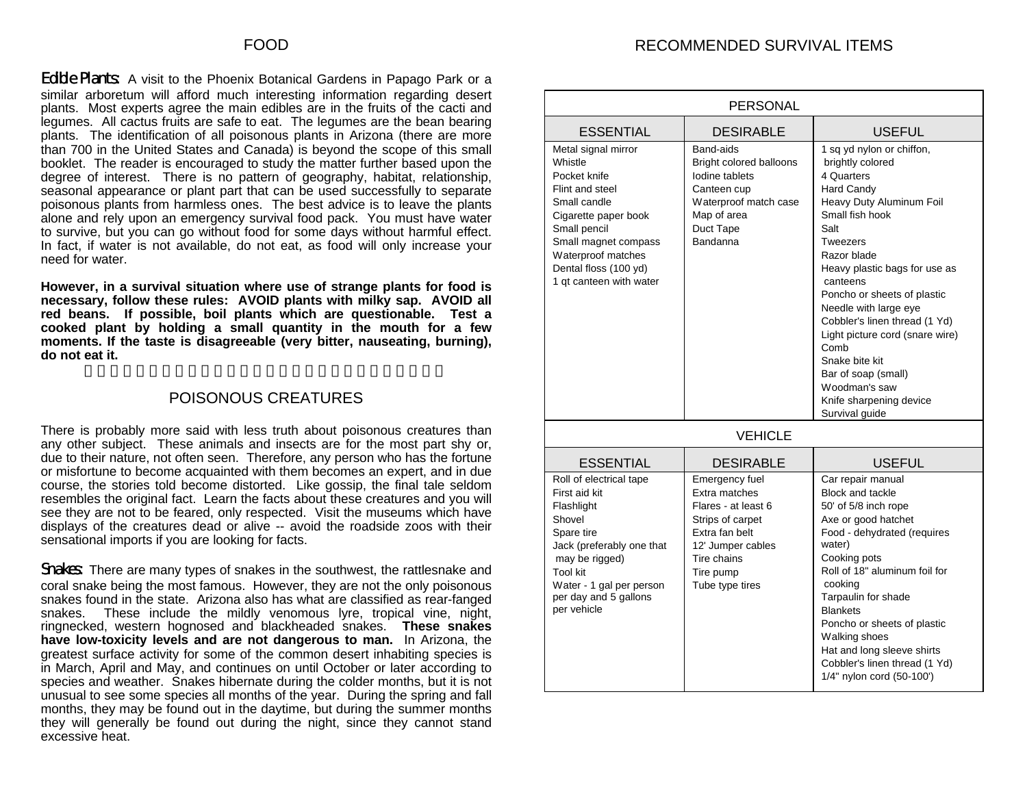# FOOD

**Edible Plants:** A visit to the Phoenix Botanical Gardens in Papago Park or a similar arboretum will afford much interesting information regarding desert plants. Most experts agree the main edibles are in the fruits of the cacti and legumes. All cactus fruits are safe to eat. The legumes are the bean bearing plants. The identification of all poisonous plants in Arizona (there are more than 700 in the United States and Canada) is beyond the scope of this small booklet. The reader is encouraged to study the matter further based upon the degree of interest. There is no pattern of geography, habitat, relationship, seasonal appearance or plant part that can be used successfully to separate poisonous plants from harmless ones. The best advice is to leave the plants alone and rely upon an emergency survival food pack. You must have water to survive, but you can go without food for some days without harmful effect. In fact, if water is not available, do not eat, as food will only increase your need for water.

**However, in a survival situation where use of strange plants for food is necessary, follow these rules: AVOID plants with milky sap. AVOID all red beans. If possible, boil plants which are questionable. Test a cooked plant by holding a small quantity in the mouth for a few moments. If the taste is disagreeable (very bitter, nauseating, burning), do not eat it.**

# POISONOUS CREATURES

There is probably more said with less truth about poisonous creatures than any other subject. These animals and insects are for the most part shy or, due to their nature, not often seen. Therefore, any person who has the fortune or misfortune to become acquainted with them becomes an expert, and in due course, the stories told become distorted. Like gossip, the final tale seldom resembles the original fact. Learn the facts about these creatures and you will see they are not to be feared, only respected. Visit the museums which have displays of the creatures dead or alive -- avoid the roadside zoos with their sensational imports if you are looking for facts.

**Snakes:** There are many types of snakes in the southwest, the rattlesnake and coral snake being the most famous. However, they are not the only poisonous snakes found in the state. Arizona also has what are classified as rear-fanged snakes. These include the mildly venomous lyre, tropical vine, night, ringnecked, western hognosed and blackheaded snakes. **These snakes have low-toxicity levels and are not dangerous to man.** In Arizona, the greatest surface activity for some of the common desert inhabiting species is in March, April and May, and continues on until October or later according to species and weather. Snakes hibernate during the colder months, but it is not unusual to see some species all months of the year. During the spring and fall months, they may be found out in the daytime, but during the summer months they will generally be found out during the night, since they cannot stand excessive heat.

# RECOMMENDED SURVIVAL ITEMS

| PERSONAL | | |
|---|---|---|
| ESSENTIAL | DESIRABLE | USEFUL |
| Metal signal mirror<br>Whistle<br>Pocket knife<br>Flint and steel<br>Small candle<br>Cigarette paper book<br>Small pencil<br>Small magnet compass<br>Waterproof matches<br>Dental floss (100 yd)<br>1 qt canteen with water | Band-aids<br>Bright colored balloons<br>Iodine tablets<br>Canteen cup<br>Waterproof match case<br>Map of area<br>Duct Tape<br>Bandanna | 1 sq yd nylon or chiffon, brightly colored<br>4 Quarters<br>Hard Candy<br>Heavy Duty Aluminum Foil<br>Small fish hook<br>Salt<br>Tweezers<br>Razor blade<br>Heavy plastic bags for use as canteens<br>Poncho or sheets of plastic<br>Needle with large eye<br>Cobbler's linen thread (1 Yd)<br>Light picture cord (snare wire)<br>Comb<br>Snake bite kit<br>Bar of soap (small)<br>Woodman's saw<br>Knife sharpening device<br>Survival guide |

| VEHICLE | | |
|---|---|---|
| ESSENTIAL | DESIRABLE | USEFUL |
| Roll of electrical tape<br>First aid kit<br>Flashlight<br>Shovel<br>Spare tire<br>Jack (preferably one that may be rigged)<br>Tool kit<br>Water - 1 gal per person per day and 5 gallons per vehicle | Emergency fuel<br>Extra matches<br>Flares - at least 6<br>Strips of carpet<br>Extra fan belt<br>12' Jumper cables<br>Tire chains<br>Tire pump<br>Tube type tires | Car repair manual<br>Block and tackle<br>50' of 5/8 inch rope<br>Axe or good hatchet<br>Food - dehydrated (requires water)<br>Cooking pots<br>Roll of 18" aluminum foil for cooking<br>Tarpaulin for shade<br>Blankets<br>Poncho or sheets of plastic<br>Walking shoes<br>Hat and long sleeve shirts<br>Cobbler's linen thread (1 Yd)<br>1/4" nylon cord (50-100') |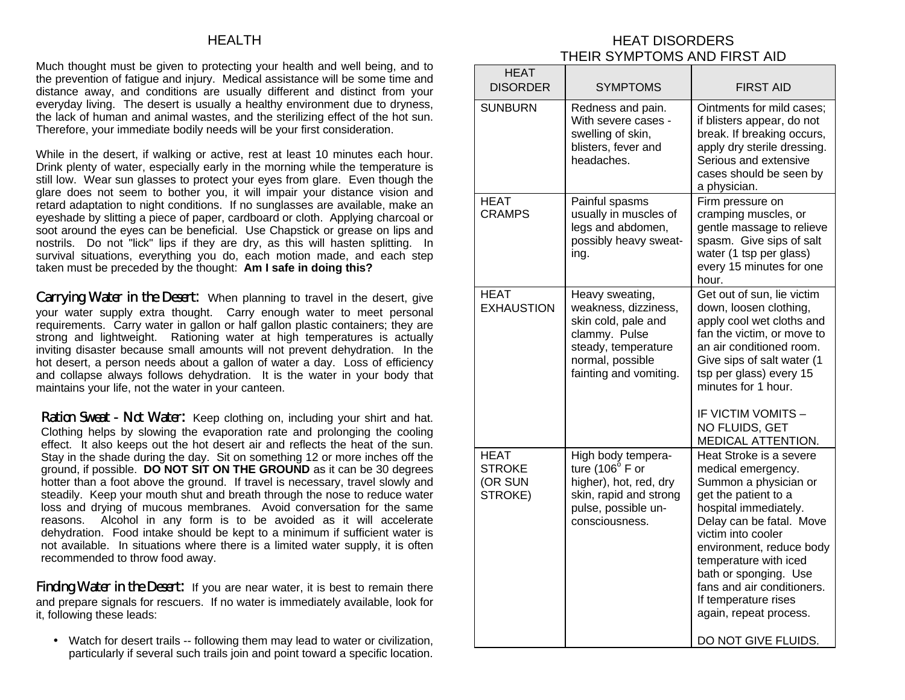## HEALTH

Much thought must be given to protecting your health and well being, and to the prevention of fatigue and injury. Medical assistance will be some time and distance away, and conditions are usually different and distinct from your everyday living. The desert is usually a healthy environment due to dryness, the lack of human and animal wastes, and the sterilizing effect of the hot sun. Therefore, your immediate bodily needs will be your first consideration.

While in the desert, if walking or active, rest at least 10 minutes each hour. Drink plenty of water, especially early in the morning while the temperature is still low. Wear sun glasses to protect your eyes from glare. Even though the glare does not seem to bother you, it will impair your distance vision and retard adaptation to night conditions. If no sunglasses are available, make an eyeshade by slitting a piece of paper, cardboard or cloth. Applying charcoal or soot around the eyes can be beneficial. Use Chapstick or grease on lips and nostrils. Do not "lick" lips if they are dry, as this will hasten splitting. In survival situations, everything you do, each motion made, and each step taken must be preceded by the thought: **Am I safe in doing this?**

**Carrying Water in the Desert:** When planning to travel in the desert, give your water supply extra thought. Carry enough water to meet personal requirements. Carry water in gallon or half gallon plastic containers; they are strong and lightweight. Rationing water at high temperatures is actually inviting disaster because small amounts will not prevent dehydration. In the hot desert, a person needs about a gallon of water a day. Loss of efficiency and collapse always follows dehydration. It is the water in your body that maintains your life, not the water in your canteen.

**Ration Sweat - Not Water:** Keep clothing on, including your shirt and hat. Clothing helps by slowing the evaporation rate and prolonging the cooling effect. It also keeps out the hot desert air and reflects the heat of the sun. Stay in the shade during the day. Sit on something 12 or more inches off the ground, if possible. **DO NOT SIT ON THE GROUND** as it can be 30 degrees hotter than a foot above the ground. If travel is necessary, travel slowly and steadily. Keep your mouth shut and breath through the nose to reduce water loss and drying of mucous membranes. Avoid conversation for the same reasons. Alcohol in any form is to be avoided as it will accelerate dehydration. Food intake should be kept to a minimum if sufficient water is not available. In situations where there is a limited water supply, it is often recommended to throw food away.

**Finding Water in the Desert:** If you are near water, it is best to remain there and prepare signals for rescuers. If no water is immediately available, look for it, following these leads:

- Watch for desert trails -- following them may lead to water or civilization, particularly if several such trails join and point toward a specific location.

## HEAT DISORDERS THEIR SYMPTOMS AND FIRST AID

| HEAT DISORDER | SYMPTOMS | FIRST AID |
|---|---|---|
| SUNBURN | Redness and pain. With severe cases - swelling of skin, blisters, fever and headaches. | Ointments for mild cases; if blisters appear, do not break. If breaking occurs, apply dry sterile dressing. Serious and extensive cases should be seen by a physician. |
| HEAT CRAMPS | Painful spasms usually in muscles of legs and abdomen, possibly heavy sweating. | Firm pressure on cramping muscles, or gentle massage to relieve spasm. Give sips of salt water (1 tsp per glass) every 15 minutes for one hour. |
| HEAT EXHAUSTION | Heavy sweating, weakness, dizziness, skin cold, pale and clammy. Pulse steady, temperature normal, possible fainting and vomiting. | Get out of sun, lie victim down, loosen clothing, apply cool wet cloths and fan the victim, or move to an air conditioned room. Give sips of salt water (1 tsp per glass) every 15 minutes for 1 hour. IF VICTIM VOMITS – NO FLUIDS, GET MEDICAL ATTENTION. |
| HEAT STROKE (OR SUN STROKE) | High body temperature (106° F or higher), hot, red, dry skin, rapid and strong pulse, possible unconsciousness. | Heat Stroke is a severe medical emergency. Summon a physician or get the patient to a hospital immediately. Delay can be fatal. Move victim into cooler environment, reduce body temperature with iced bath or sponging. Use fans and air conditioners. If temperature rises again, repeat process. DO NOT GIVE FLUIDS. |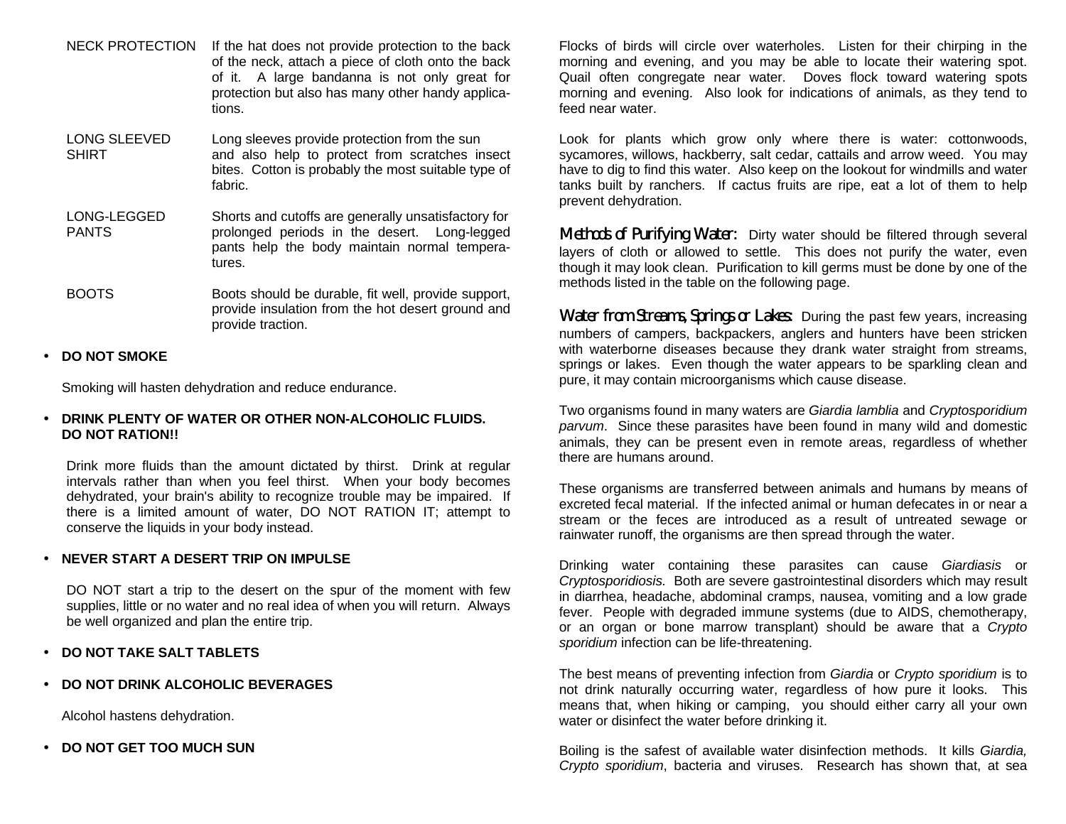| | |
|---|---|
| NECK PROTECTION | If the hat does not provide protection to the back of the neck, attach a piece of cloth onto the back of it. A large bandanna is not only great for protection but also has many other handy applications. |
| LONG SLEEVED SHIRT | Long sleeves provide protection from the sun and also help to protect from scratches insect bites. Cotton is probably the most suitable type of fabric. |
| LONG-LEGGED PANTS | Shorts and cutoffs are generally unsatisfactory for prolonged periods in the desert. Long-legged pants help the body maintain normal temperatures. |
| BOOTS | Boots should be durable, fit well, provide support, provide insulation from the hot desert ground and provide traction. |

- **DO NOT SMOKE**

  Smoking will hasten dehydration and reduce endurance.

- **DRINK PLENTY OF WATER OR OTHER NON-ALCOHOLIC FLUIDS. DO NOT RATION!!**

  Drink more fluids than the amount dictated by thirst. Drink at regular intervals rather than when you feel thirst. When your body becomes dehydrated, your brain's ability to recognize trouble may be impaired. If there is a limited amount of water, DO NOT RATION IT; attempt to conserve the liquids in your body instead.

- **NEVER START A DESERT TRIP ON IMPULSE**

  DO NOT start a trip to the desert on the spur of the moment with few supplies, little or no water and no real idea of when you will return. Always be well organized and plan the entire trip.

- **DO NOT TAKE SALT TABLETS**

- **DO NOT DRINK ALCOHOLIC BEVERAGES**

  Alcohol hastens dehydration.

- **DO NOT GET TOO MUCH SUN**

Flocks of birds will circle over waterholes. Listen for their chirping in the morning and evening, and you may be able to locate their watering spot. Quail often congregate near water. Doves flock toward watering spots morning and evening. Also look for indications of animals, as they tend to feed near water.

Look for plants which grow only where there is water: cottonwoods, sycamores, willows, hackberry, salt cedar, cattails and arrow weed. You may have to dig to find this water. Also keep on the lookout for windmills and water tanks built by ranchers. If cactus fruits are ripe, eat a lot of them to help prevent dehydration.

**Methods of Purifying Water:** Dirty water should be filtered through several layers of cloth or allowed to settle. This does not purify the water, even though it may look clean. Purification to kill germs must be done by one of the methods listed in the table on the following page.

**Water from Streams, Springs or Lakes:** During the past few years, increasing numbers of campers, backpackers, anglers and hunters have been stricken with waterborne diseases because they drank water straight from streams, springs or lakes. Even though the water appears to be sparkling clean and pure, it may contain microorganisms which cause disease.

Two organisms found in many waters are *Giardia lamblia* and *Cryptosporidium parvum*. Since these parasites have been found in many wild and domestic animals, they can be present even in remote areas, regardless of whether there are humans around.

These organisms are transferred between animals and humans by means of excreted fecal material. If the infected animal or human defecates in or near a stream or the feces are introduced as a result of untreated sewage or rainwater runoff, the organisms are then spread through the water.

Drinking water containing these parasites can cause *Giardiasis* or *Cryptosporidiosis.* Both are severe gastrointestinal disorders which may result in diarrhea, headache, abdominal cramps, nausea, vomiting and a low grade fever. People with degraded immune systems (due to AIDS, chemotherapy, or an organ or bone marrow transplant) should be aware that a *Crypto sporidium* infection can be life-threatening.

The best means of preventing infection from *Giardia* or *Crypto sporidium* is to not drink naturally occurring water, regardless of how pure it looks. This means that, when hiking or camping, you should either carry all your own water or disinfect the water before drinking it.

Boiling is the safest of available water disinfection methods. It kills *Giardia, Crypto sporidium*, bacteria and viruses. Research has shown that, at sea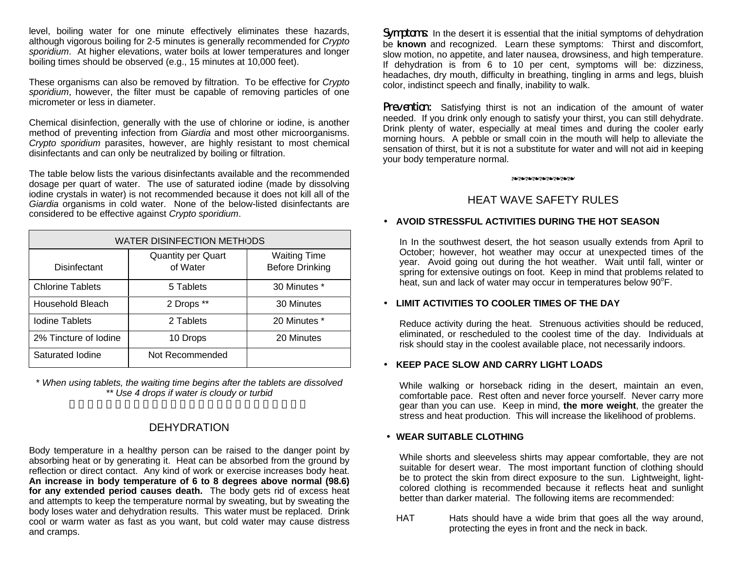level, boiling water for one minute effectively eliminates these hazards, although vigorous boiling for 2-5 minutes is generally recommended for *Crypto sporidium*. At higher elevations, water boils at lower temperatures and longer boiling times should be observed (e.g., 15 minutes at 10,000 feet).

These organisms can also be removed by filtration. To be effective for *Crypto sporidium*, however, the filter must be capable of removing particles of one micrometer or less in diameter.

Chemical disinfection, generally with the use of chlorine or iodine, is another method of preventing infection from *Giardia* and most other microorganisms. *Crypto sporidium* parasites, however, are highly resistant to most chemical disinfectants and can only be neutralized by boiling or filtration.

The table below lists the various disinfectants available and the recommended dosage per quart of water. The use of saturated iodine (made by dissolving iodine crystals in water) is not recommended because it does not kill all of the *Giardia* organisms in cold water. None of the below-listed disinfectants are considered to be effective against *Crypto sporidium*.

| WATER DISINFECTION METHODS | | |
|---|---|---|
| Disinfectant | Quantity per Quart of Water | Waiting Time Before Drinking |
| Chlorine Tablets | 5 Tablets | 30 Minutes * |
| Household Bleach | 2 Drops ** | 30 Minutes |
| Iodine Tablets | 2 Tablets | 20 Minutes * |
| 2% Tincture of Iodine | 10 Drops | 20 Minutes |
| Saturated Iodine | Not Recommended | |

*\* When using tablets, the waiting time begins after the tablets are dissolved*
*\*\* Use 4 drops if water is cloudy or turbid*

## DEHYDRATION

Body temperature in a healthy person can be raised to the danger point by absorbing heat or by generating it. Heat can be absorbed from the ground by reflection or direct contact. Any kind of work or exercise increases body heat. **An increase in body temperature of 6 to 8 degrees above normal (98.6) for any extended period causes death.** The body gets rid of excess heat and attempts to keep the temperature normal by sweating, but by sweating the body loses water and dehydration results. This water must be replaced. Drink cool or warm water as fast as you want, but cold water may cause distress and cramps.

**Symptoms:** In the desert it is essential that the initial symptoms of dehydration be **known** and recognized. Learn these symptoms: Thirst and discomfort, slow motion, no appetite, and later nausea, drowsiness, and high temperature. If dehydration is from 6 to 10 per cent, symptoms will be: dizziness, headaches, dry mouth, difficulty in breathing, tingling in arms and legs, bluish color, indistinct speech and finally, inability to walk.

**Prevention:** Satisfying thirst is not an indication of the amount of water needed. If you drink only enough to satisfy your thirst, you can still dehydrate. Drink plenty of water, especially at meal times and during the cooler early morning hours. A pebble or small coin in the mouth will help to alleviate the sensation of thirst, but it is not a substitute for water and will not aid in keeping your body temperature normal.

## HEAT WAVE SAFETY RULES

- **AVOID STRESSFUL ACTIVITIES DURING THE HOT SEASON**

  In In the southwest desert, the hot season usually extends from April to October; however, hot weather may occur at unexpected times of the year. Avoid going out during the hot weather. Wait until fall, winter or spring for extensive outings on foot. Keep in mind that problems related to heat, sun and lack of water may occur in temperatures below 90°F.

- **LIMIT ACTIVITIES TO COOLER TIMES OF THE DAY**

  Reduce activity during the heat. Strenuous activities should be reduced, eliminated, or rescheduled to the coolest time of the day. Individuals at risk should stay in the coolest available place, not necessarily indoors.

- **KEEP PACE SLOW AND CARRY LIGHT LOADS**

  While walking or horseback riding in the desert, maintain an even, comfortable pace. Rest often and never force yourself. Never carry more gear than you can use. Keep in mind, **the more weight**, the greater the stress and heat production. This will increase the likelihood of problems.

- **WEAR SUITABLE CLOTHING**

  While shorts and sleeveless shirts may appear comfortable, they are not suitable for desert wear. The most important function of clothing should be to protect the skin from direct exposure to the sun. Lightweight, light-colored clothing is recommended because it reflects heat and sunlight better than darker material. The following items are recommended:

  HAT — Hats should have a wide brim that goes all the way around, protecting the eyes in front and the neck in back.